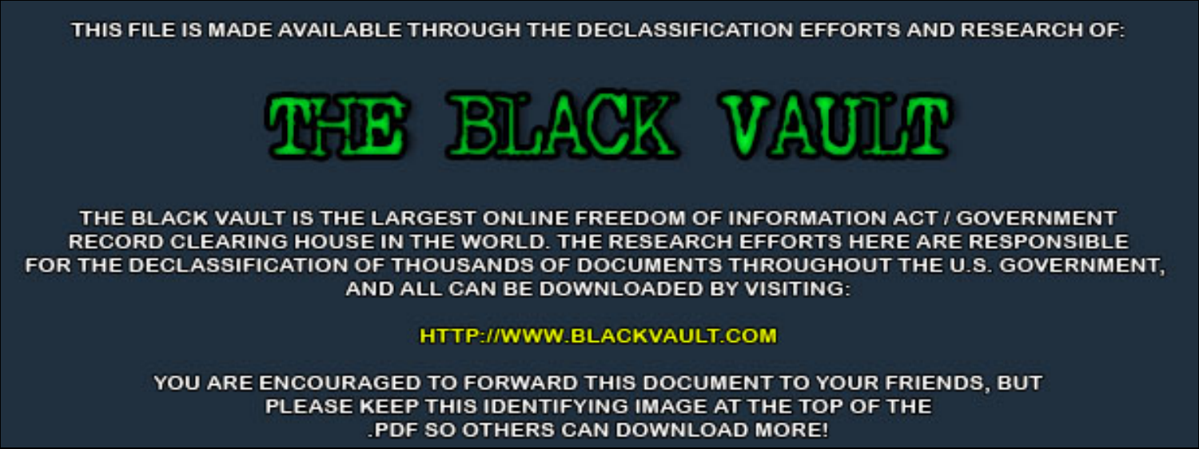THIS FILE IS MADE AVAILABLE THROUGH THE DECLASSIFICATION EFFORTS AND RESEARCH OF:

# THE BLACK VAULT

THE BLACK VAULT IS THE LARGEST ONLINE FREEDOM OF INFORMATION ACT / GOVERNMENT RECORD CLEARING HOUSE IN THE WORLD. THE RESEARCH EFFORTS HERE ARE RESPONSIBLE FOR THE DECLASSIFICATION OF THOUSANDS OF DOCUMENTS THROUGHOUT THE U.S. GOVERNMENT, AND ALL CAN BE DOWNLOADED BY VISITING:

HTTP://WWW.BLACKVAULT.COM

YOU ARE ENCOURAGED TO FORWARD THIS DOCUMENT TO YOUR FRIENDS, BUT PLEASE KEEP THIS IDENTIFYING IMAGE AT THE TOP OF THE .PDF SO OTHERS CAN DOWNLOAD MORE!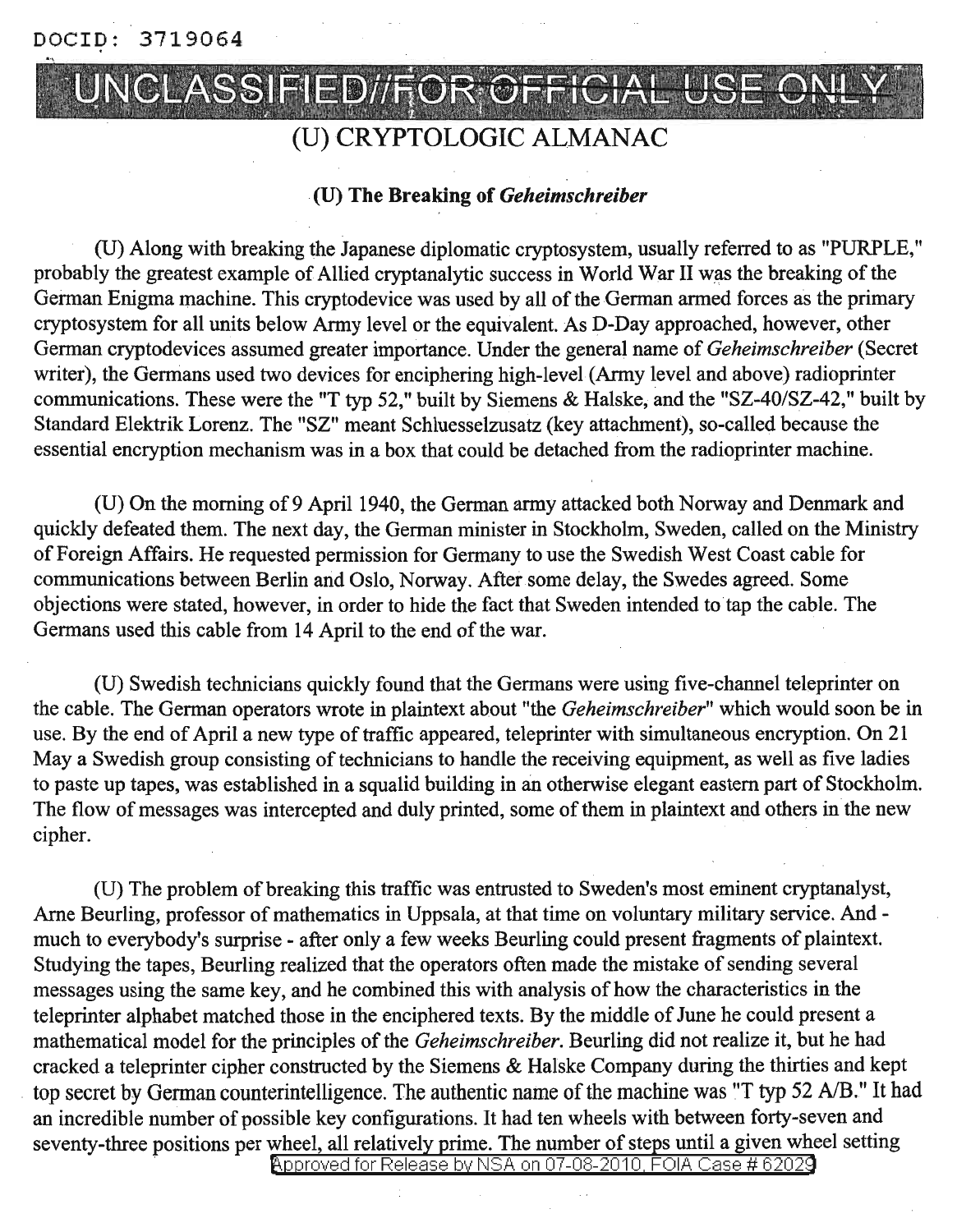# (U) CRYPTOLOGIC ALMANAC

### (U) The Breaking of *Geheimschreiber*

(U) Along with breaking the Japanese diplomatic cryptosystem, usually referred to as "PURPLE," probably the greatest example of Allied cryptanalytic success in World War II was the breaking of the German Enigma machine. This cryptodevice was used by all of the German armed forces as the primary cryptosystem for all units below Army level or the equivalent. As D-Day approached, however, other German cryptodevices assumed greater importance. Under the general name of *Geheimschreiber* (Secret writer), the Germans used two devices for enciphering high-level (Army level and above) radioprinter communications. These were the "T typ 52," built by Siemens & Halske, and the "SZ-40/SZ-42," built by Standard Elektrik Lorenz. The "SZ" meant Schluesselzusatz (key attachment), so-called because the essential encryption mechanism was in a box that could be detached from the radioprinter machine.

(U) On the morning of 9 April 1940, the German army attacked both Norway and Denmark and quickly defeated them. The next day, the German minister in Stockholm, Sweden, called on the Ministry of Foreign Affairs. He requested permission for Germany to use the Swedish West Coast cable for communications between Berlin and Oslo, Norway. After some delay, the Swedes agreed. Some objections were stated, however, in order to hide the fact that Sweden intended to tap the cable. The Germans used this cable from 14 April to the end of the war.

(U) Swedish technicians quickly found that the Germans were using five-channel teleprinter on the cable. The German operators wrote in plaintext about "the *Geheimschreiber*" which would soon be in use. By the end of April a new type of traffic appeared, teleprinter with simultaneous encryption. On 21 May a Swedish group consisting of technicians to handle the receiving equipment, as well as five ladies to paste up tapes, was established in a squalid building in an otherwise elegant eastern part of Stockholm. The flow of messages was intercepted and duly printed, some of them in plaintext and others in the new cipher.

(U) The problem of breaking this traffic was entrusted to Sweden's most eminent cryptanalyst, Arne Beurling, professor of mathematics in Uppsala, at that time on voluntary military service. And - much to everybody's surprise - after only a few weeks Beurling could present fragments of plaintext. Studying the tapes, Beurling realized that the operators often made the mistake of sending several messages using the same key, and he combined this with analysis of how the characteristics in the teleprinter alphabet matched those in the enciphered texts. By the middle of June he could present a mathematical model for the principles of the *Geheimschreiber*. Beurling did not realize it, but he had cracked a teleprinter cipher constructed by the Siemens & Halske Company during the thirties and kept top secret by German counterintelligence. The authentic name of the machine was "T typ 52 A/B." It had an incredible number of possible key configurations. It had ten wheels with between forty-seven and seventy-three positions per wheel, all relatively prime. The number of steps until a given wheel setting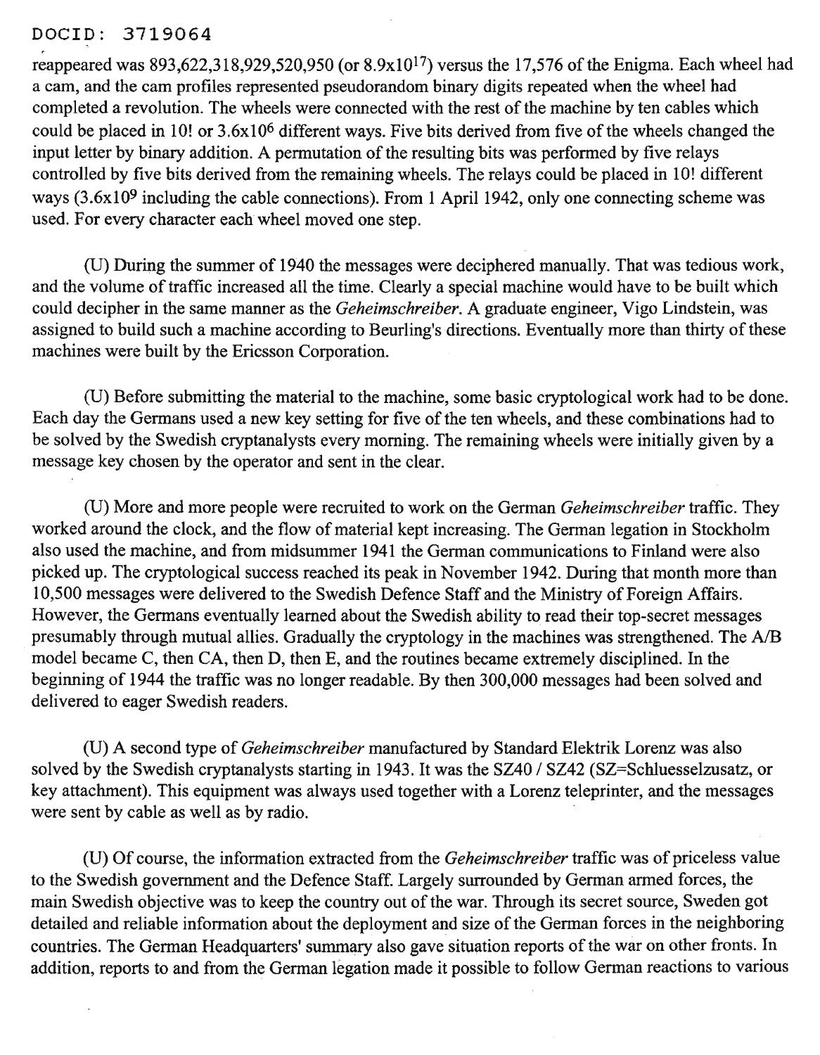reappeared was 893,622,318,929,520,950 (or $8.9 \times 10^{17}$) versus the 17,576 of the Enigma. Each wheel had a cam, and the cam profiles represented pseudorandom binary digits repeated when the wheel had completed a revolution. The wheels were connected with the rest of the machine by ten cables which could be placed in 10! or $3.6 \times 10^{6}$ different ways. Five bits derived from five of the wheels changed the input letter by binary addition. A permutation of the resulting bits was performed by five relays controlled by five bits derived from the remaining wheels. The relays could be placed in 10! different ways ($3.6 \times 10^{9}$ including the cable connections). From 1 April 1942, only one connecting scheme was used. For every character each wheel moved one step.

(U) During the summer of 1940 the messages were deciphered manually. That was tedious work, and the volume of traffic increased all the time. Clearly a special machine would have to be built which could decipher in the same manner as the *Geheimschreiber*. A graduate engineer, Vigo Lindstein, was assigned to build such a machine according to Beurling's directions. Eventually more than thirty of these machines were built by the Ericsson Corporation.

(U) Before submitting the material to the machine, some basic cryptological work had to be done. Each day the Germans used a new key setting for five of the ten wheels, and these combinations had to be solved by the Swedish cryptanalysts every morning. The remaining wheels were initially given by a message key chosen by the operator and sent in the clear.

(U) More and more people were recruited to work on the German *Geheimschreiber* traffic. They worked around the clock, and the flow of material kept increasing. The German legation in Stockholm also used the machine, and from midsummer 1941 the German communications to Finland were also picked up. The cryptological success reached its peak in November 1942. During that month more than 10,500 messages were delivered to the Swedish Defence Staff and the Ministry of Foreign Affairs. However, the Germans eventually learned about the Swedish ability to read their top-secret messages presumably through mutual allies. Gradually the cryptology in the machines was strengthened. The A/B model became C, then CA, then D, then E, and the routines became extremely disciplined. In the beginning of 1944 the traffic was no longer readable. By then 300,000 messages had been solved and delivered to eager Swedish readers.

(U) A second type of *Geheimschreiber* manufactured by Standard Elektrik Lorenz was also solved by the Swedish cryptanalysts starting in 1943. It was the SZ40 / SZ42 (SZ=Schluesselzusatz, or key attachment). This equipment was always used together with a Lorenz teleprinter, and the messages were sent by cable as well as by radio.

(U) Of course, the information extracted from the *Geheimschreiber* traffic was of priceless value to the Swedish government and the Defence Staff. Largely surrounded by German armed forces, the main Swedish objective was to keep the country out of the war. Through its secret source, Sweden got detailed and reliable information about the deployment and size of the German forces in the neighboring countries. The German Headquarters' summary also gave situation reports of the war on other fronts. In addition, reports to and from the German legation made it possible to follow German reactions to various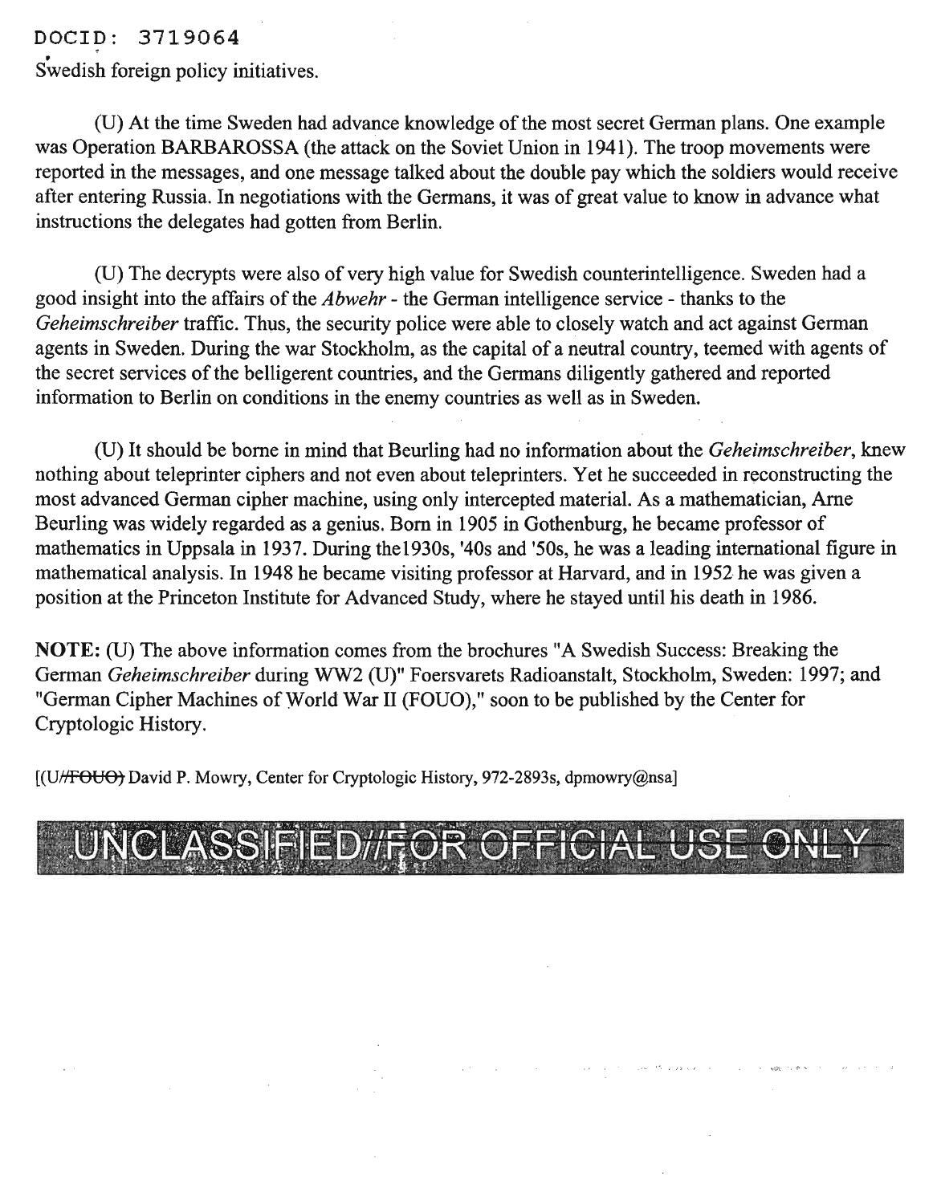Swedish foreign policy initiatives.

(U) At the time Sweden had advance knowledge of the most secret German plans. One example was Operation BARBAROSSA (the attack on the Soviet Union in 1941). The troop movements were reported in the messages, and one message talked about the double pay which the soldiers would receive after entering Russia. In negotiations with the Germans, it was of great value to know in advance what instructions the delegates had gotten from Berlin.

(U) The decrypts were also of very high value for Swedish counterintelligence. Sweden had a good insight into the affairs of the *Abwehr* - the German intelligence service - thanks to the *Geheimschreiber* traffic. Thus, the security police were able to closely watch and act against German agents in Sweden. During the war Stockholm, as the capital of a neutral country, teemed with agents of the secret services of the belligerent countries, and the Germans diligently gathered and reported information to Berlin on conditions in the enemy countries as well as in Sweden.

(U) It should be borne in mind that Beurling had no information about the *Geheimschreiber*, knew nothing about teleprinter ciphers and not even about teleprinters. Yet he succeeded in reconstructing the most advanced German cipher machine, using only intercepted material. As a mathematician, Arne Beurling was widely regarded as a genius. Born in 1905 in Gothenburg, he became professor of mathematics in Uppsala in 1937. During the1930s, '40s and '50s, he was a leading international figure in mathematical analysis. In 1948 he became visiting professor at Harvard, and in 1952 he was given a position at the Princeton Institute for Advanced Study, where he stayed until his death in 1986.

**NOTE:** (U) The above information comes from the brochures "A Swedish Success: Breaking the German *Geheimschreiber* during WW2 (U)" Foersvarets Radioanstalt, Stockholm, Sweden: 1997; and "German Cipher Machines of World War II (FOUO)," soon to be published by the Center for Cryptologic History.

[(U/~~/FOUO~~) David P. Mowry, Center for Cryptologic History, 972-2893s, dpmowry@nsa]

UNCLASSIFIED//~~FOR OFFICIAL USE ONLY~~